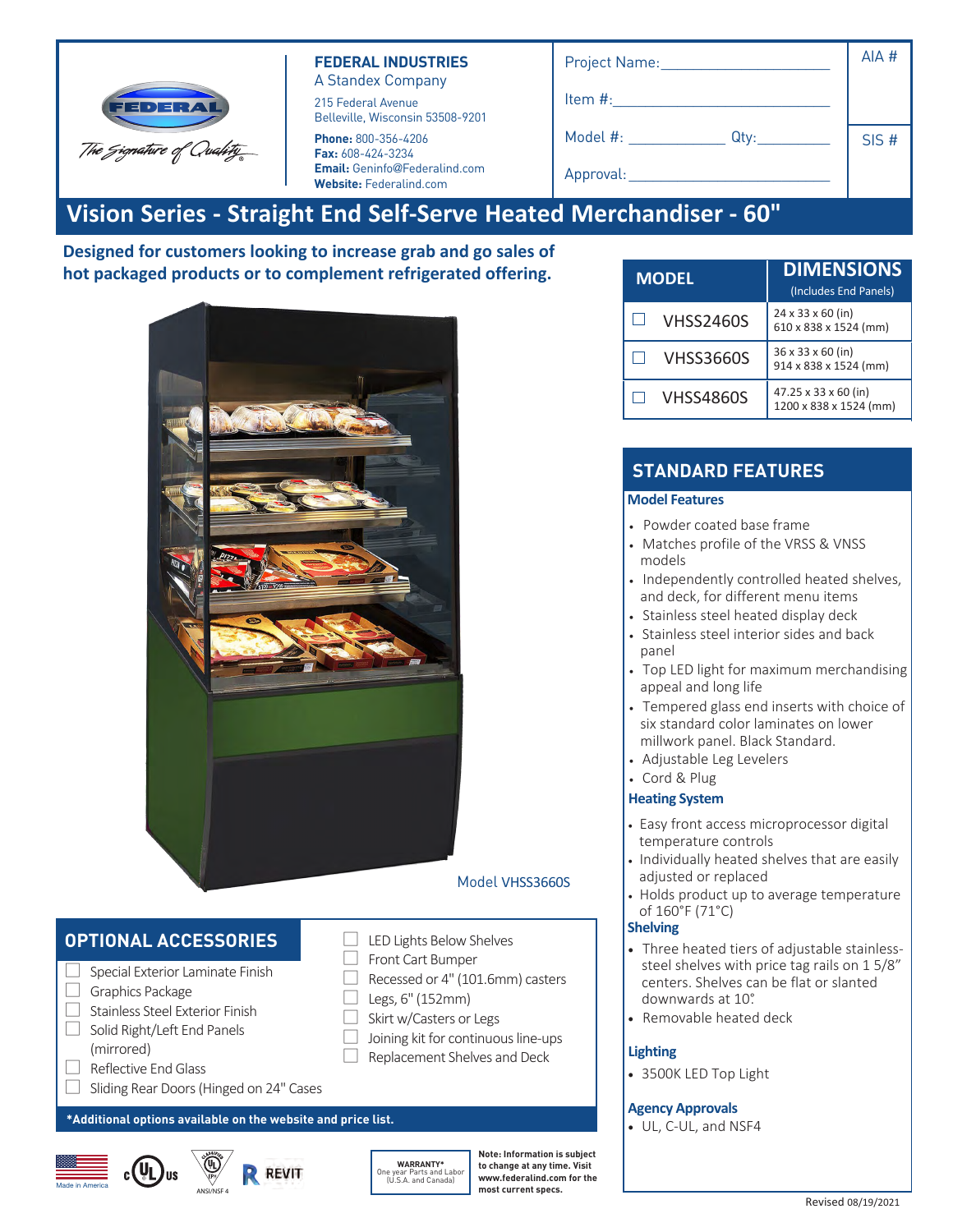**FEDERAL INDUSTRIES**
A Standex Company
215 Federal Avenue
Belleville, Wisconsin 53508-9201
**Phone:** 800-356-4206
**Fax:** 608-424-3234
**Email:** Geninfo@Federalind.com
**Website:** Federalind.com

| Project Name: | AIA # |
|---|---|
| Item #: | |
| Model #: Qty: | SIS # |
| Approval: | |

# Vision Series - Straight End Self-Serve Heated Merchandiser - 60"

**Designed for customers looking to increase grab and go sales of hot packaged products or to complement refrigerated offering.**

Model VHSS3660S

| MODEL | DIMENSIONS (Includes End Panels) |
|---|---|
| ☐ VHSS2460S | 24 x 33 x 60 (in) 610 x 838 x 1524 (mm) |
| ☐ VHSS3660S | 36 x 33 x 60 (in) 914 x 838 x 1524 (mm) |
| ☐ VHSS4860S | 47.25 x 33 x 60 (in) 1200 x 838 x 1524 (mm) |

## STANDARD FEATURES

### Model Features

- Powder coated base frame
- Matches profile of the VRSS & VNSS models
- Independently controlled heated shelves, and deck, for different menu items
- Stainless steel heated display deck
- Stainless steel interior sides and back panel
- Top LED light for maximum merchandising appeal and long life
- Tempered glass end inserts with choice of six standard color laminates on lower millwork panel. Black Standard.
- Adjustable Leg Levelers
- Cord & Plug

### Heating System

- Easy front access microprocessor digital temperature controls
- Individually heated shelves that are easily adjusted or replaced
- Holds product up to average temperature of 160°F (71°C)

### Shelving

- Three heated tiers of adjustable stainless-steel shelves with price tag rails on 1 5/8" centers. Shelves can be flat or slanted downwards at 10°.
- Removable heated deck

### Lighting

- 3500K LED Top Light

### Agency Approvals

- UL, C-UL, and NSF4

## OPTIONAL ACCESSORIES

- ☐ Special Exterior Laminate Finish
- ☐ Graphics Package
- ☐ Stainless Steel Exterior Finish
- ☐ Solid Right/Left End Panels (mirrored)
- ☐ Reflective End Glass
- ☐ Sliding Rear Doors (Hinged on 24" Cases
- ☐ LED Lights Below Shelves
- ☐ Front Cart Bumper
- ☐ Recessed or 4" (101.6mm) casters
- ☐ Legs, 6" (152mm)
- ☐ Skirt w/Casters or Legs
- ☐ Joining kit for continuous line-ups
- ☐ Replacement Shelves and Deck

**\*Additional options available on the website and price list.**

Made in America

ANSI/NSF 4

REVIT

**WARRANTY\***
One year Parts and Labor (U.S.A. and Canada)

**Note: Information is subject to change at any time. Visit www.federalind.com for the most current specs.**

Revised 08/19/2021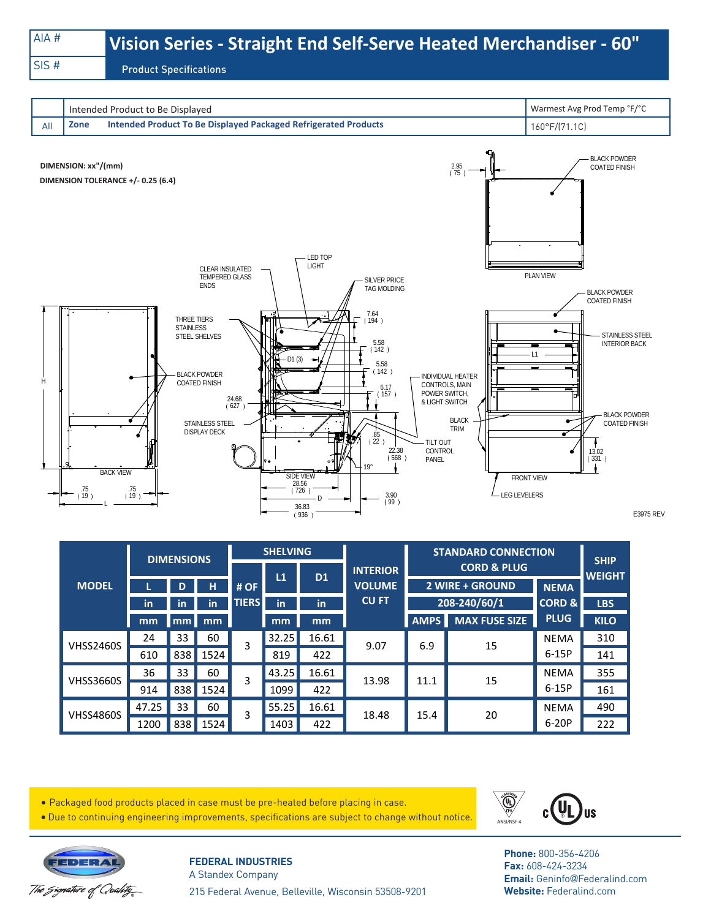| AIA # | Vision Series - Straight End Self-Serve Heated Merchandiser - 60" |
|---|---|
| SIS # | Product Specifications |

| | Intended Product to Be Displayed | Warmest Avg Prod Temp °F/°C |
|---|---|---|
| All | **Zone** **Intended Product To Be Displayed Packaged Refrigerated Products** | 160°F/(71.1C) |

**DIMENSION: xx"/(mm)**

**DIMENSION TOLERANCE +/- 0.25 (6.4)**

2.95 (75)
BLACK POWDER COATED FINISH
PLAN VIEW

LED TOP LIGHT
CLEAR INSULATED TEMPERED GLASS ENDS
SILVER PRICE TAG MOLDING
THREE TIERS STAINLESS STEEL SHELVES
7.64 (194)
5.58 (142)
D1 (3)
5.58 (142)
BLACK POWDER COATED FINISH
6.17 (157)
24.68 (627)
INDIVIDUAL HEATER CONTROLS, MAIN POWER SWITCH, & LIGHT SWITCH
STAINLESS STEEL DISPLAY DECK
.85 (22)
22.38 (568)
TILT OUT CONTROL PANEL
19°
H
BACK VIEW
.75 (19)
.75 (19)
L
SIDE VIEW
28.56 (726)
D
36.83 (936)
3.90 (99)

BLACK POWDER COATED FINISH
STAINLESS STEEL INTERIOR BACK
L1
BLACK TRIM
BLACK POWDER COATED FINISH
13.02 (331)
FRONT VIEW
LEG LEVELERS

E3975 REV

| MODEL | DIMENSIONS | | | SHELVING | | | INTERIOR VOLUME CU FT | STANDARD CONNECTION CORD & PLUG | | | SHIP WEIGHT |
|---|---|---|---|---|---|---|---|---|---|---|---|
| | L | D | H | # OF TIERS | L1 | D1 | | 2 WIRE + GROUND | | NEMA CORD & PLUG | LBS |
| | in | in | in | | in | in | | 208-240/60/1 | | | |
| | mm | mm | mm | | mm | mm | | AMPS | MAX FUSE SIZE | | KILO |
| VHSS2460S | 24 | 33 | 60 | 3 | 32.25 | 16.61 | 9.07 | 6.9 | 15 | NEMA 6-15P | 310 |
| | 610 | 838 | 1524 | | 819 | 422 | | | | | 141 |
| VHSS3660S | 36 | 33 | 60 | 3 | 43.25 | 16.61 | 13.98 | 11.1 | 15 | NEMA 6-15P | 355 |
| | 914 | 838 | 1524 | | 1099 | 422 | | | | | 161 |
| VHSS4860S | 47.25 | 33 | 60 | 3 | 55.25 | 16.61 | 18.48 | 15.4 | 20 | NEMA 6-20P | 490 |
| | 1200 | 838 | 1524 | | 1403 | 422 | | | | | 222 |

- Packaged food products placed in case must be pre-heated before placing in case.
- Due to continuing engineering improvements, specifications are subject to change without notice.

ANSI/NSF 4

**FEDERAL INDUSTRIES**
A Standex Company
215 Federal Avenue, Belleville, Wisconsin 53508-9201

*The Signature of Quality*

**Phone:** 800-356-4206
**Fax:** 608-424-3234
**Email:** Geninfo@Federalind.com
**Website:** Federalind.com